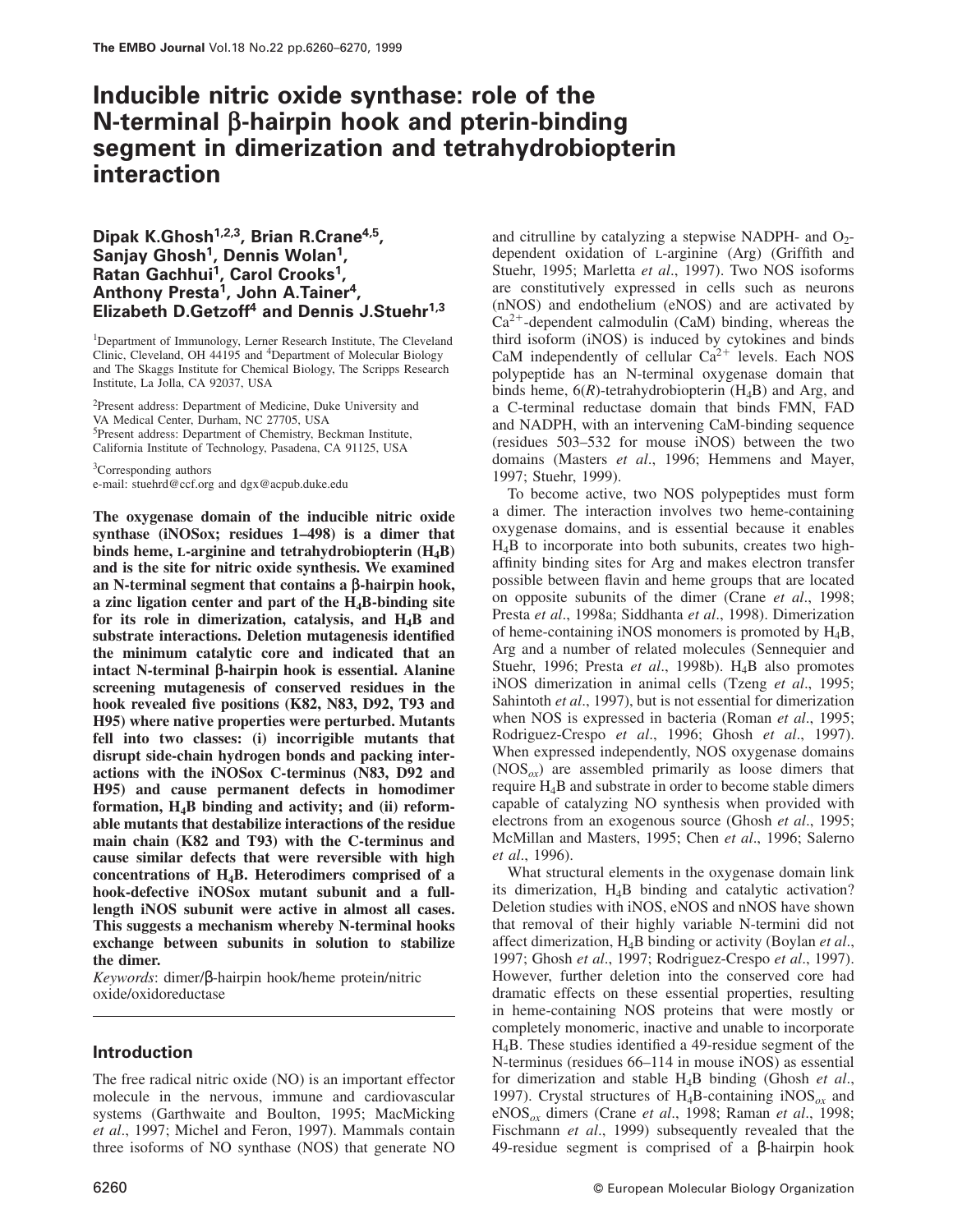# Inducible nitric oxide synthase: role of the N-terminal β-hairpin hook and pterin-binding segment in dimerization and tetrahydrobiopterin interaction

**Dipak K.Ghosh[1,2,3], Brian R.Crane[4,5], Sanjay Ghosh[1], Dennis Wolan[1], Ratan Gachhui[1], Carol Crooks[1], Anthony Presta[1], John A.Tainer[4], Elizabeth D.Getzoff[4] and Dennis J.Stuehr[1,3]**

[1]Department of Immunology, Lerner Research Institute, The Cleveland Clinic, Cleveland, OH 44195 and [4]Department of Molecular Biology and The Skaggs Institute for Chemical Biology, The Scripps Research Institute, La Jolla, CA 92037, USA

[2]Present address: Department of Medicine, Duke University and VA Medical Center, Durham, NC 27705, USA
[5]Present address: Department of Chemistry, Beckman Institute, California Institute of Technology, Pasadena, CA 91125, USA

[3]Corresponding authors
e-mail: stuehrd@ccf.org and dgx@acpub.duke.edu

**The oxygenase domain of the inducible nitric oxide synthase (iNOSox; residues 1–498) is a dimer that binds heme, L-arginine and tetrahydrobiopterin ($H_4B$) and is the site for nitric oxide synthesis. We examined an N-terminal segment that contains a β-hairpin hook, a zinc ligation center and part of the $H_4B$-binding site for its role in dimerization, catalysis, and $H_4B$ and substrate interactions. Deletion mutagenesis identified the minimum catalytic core and indicated that an intact N-terminal β-hairpin hook is essential. Alanine screening mutagenesis of conserved residues in the hook revealed five positions (K82, N83, D92, T93 and H95) where native properties were perturbed. Mutants fell into two classes: (i) incorrigible mutants that disrupt side-chain hydrogen bonds and packing interactions with the iNOSox C-terminus (N83, D92 and H95) and cause permanent defects in homodimer formation, $H_4B$ binding and activity; and (ii) reformable mutants that destabilize interactions of the residue main chain (K82 and T93) with the C-terminus and cause similar defects that were reversible with high concentrations of $H_4B$. Heterodimers comprised of a hook-defective iNOSox mutant subunit and a full-length iNOS subunit were active in almost all cases. This suggests a mechanism whereby N-terminal hooks exchange between subunits in solution to stabilize the dimer.**

*Keywords*: dimer/β-hairpin hook/heme protein/nitric oxide/oxidoreductase

## Introduction

The free radical nitric oxide (NO) is an important effector molecule in the nervous, immune and cardiovascular systems (Garthwaite and Boulton, 1995; MacMicking *et al*., 1997; Michel and Feron, 1997). Mammals contain three isoforms of NO synthase (NOS) that generate NO and citrulline by catalyzing a stepwise NADPH- and $O_2$-dependent oxidation of L-arginine (Arg) (Griffith and Stuehr, 1995; Marletta *et al*., 1997). Two NOS isoforms are constitutively expressed in cells such as neurons (nNOS) and endothelium (eNOS) and are activated by $Ca^{2+}$-dependent calmodulin (CaM) binding, whereas the third isoform (iNOS) is induced by cytokines and binds CaM independently of cellular $Ca^{2+}$ levels. Each NOS polypeptide has an N-terminal oxygenase domain that binds heme, 6(*R*)-tetrahydrobiopterin ($H_4B$) and Arg, and a C-terminal reductase domain that binds FMN, FAD and NADPH, with an intervening CaM-binding sequence (residues 503–532 for mouse iNOS) between the two domains (Masters *et al*., 1996; Hemmens and Mayer, 1997; Stuehr, 1999).

To become active, two NOS polypeptides must form a dimer. The interaction involves two heme-containing oxygenase domains, and is essential because it enables $H_4B$ to incorporate into both subunits, creates two high-affinity binding sites for Arg and makes electron transfer possible between flavin and heme groups that are located on opposite subunits of the dimer (Crane *et al*., 1998; Presta *et al*., 1998a; Siddhanta *et al*., 1998). Dimerization of heme-containing iNOS monomers is promoted by $H_4B$, Arg and a number of related molecules (Sennequier and Stuehr, 1996; Presta *et al*., 1998b). $H_4B$ also promotes iNOS dimerization in animal cells (Tzeng *et al*., 1995; Sahintoth *et al*., 1997), but is not essential for dimerization when NOS is expressed in bacteria (Roman *et al*., 1995; Rodriguez-Crespo *et al*., 1996; Ghosh *et al*., 1997). When expressed independently, NOS oxygenase domains ($NOS_{ox}$) are assembled primarily as loose dimers that require $H_4B$ and substrate in order to become stable dimers capable of catalyzing NO synthesis when provided with electrons from an exogenous source (Ghosh *et al*., 1995; McMillan and Masters, 1995; Chen *et al*., 1996; Salerno *et al*., 1996).

What structural elements in the oxygenase domain link its dimerization, $H_4B$ binding and catalytic activation? Deletion studies with iNOS, eNOS and nNOS have shown that removal of their highly variable N-termini did not affect dimerization, $H_4B$ binding or activity (Boylan *et al*., 1997; Ghosh *et al*., 1997; Rodriguez-Crespo *et al*., 1997). However, further deletion into the conserved core had dramatic effects on these essential properties, resulting in heme-containing NOS proteins that were mostly or completely monomeric, inactive and unable to incorporate $H_4B$. These studies identified a 49-residue segment of the N-terminus (residues 66–114 in mouse iNOS) as essential for dimerization and stable $H_4B$ binding (Ghosh *et al*., 1997). Crystal structures of $H_4B$-containing $iNOS_{ox}$ and $eNOS_{ox}$ dimers (Crane *et al*., 1998; Raman *et al*., 1998; Fischmann *et al*., 1999) subsequently revealed that the 49-residue segment is comprised of a β-hairpin hook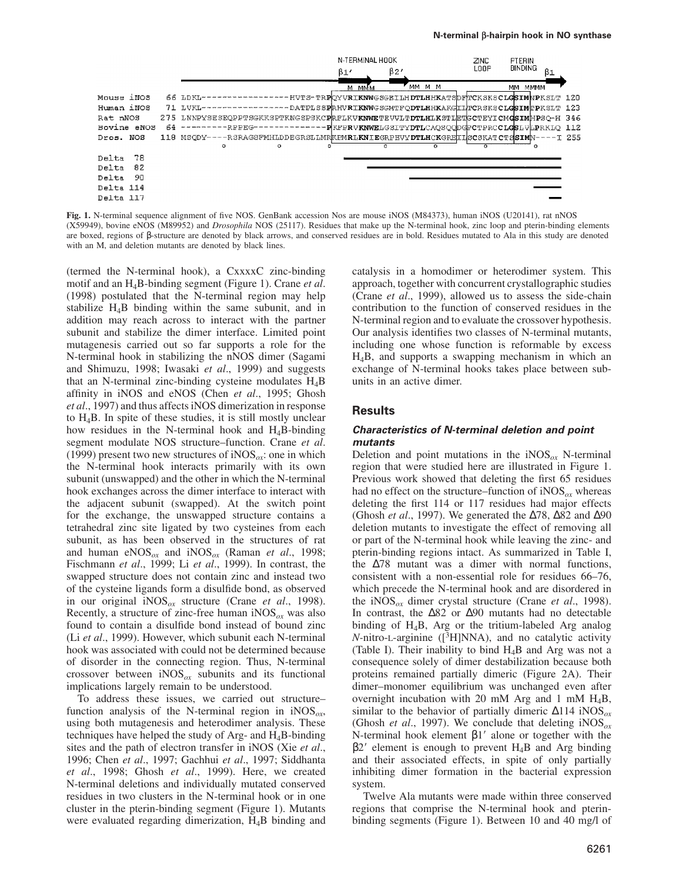N-TERMINAL HOOK ZINC LOOP PTERIN BINDING

β1′ β2′ β1

```
Mouse iNOS    66 LDKL-----------------HVTS-TRPQYVRIKNWGSGEILHDTLHHKATSDFTCKSKSCLGSIMNPKSLT 120
Human iNOS    71 LVKL-----------------DATPLSSPRHVRIKNWGSGMTFQDTLHHKAKGILTCRSKSCLGSIMTPKSLT 123
Rat nNOS     275 LNNPYSESEQPPTSGKKSPTKNGSPSKCPRFLKVKNWETEVVLTDTLHLKSTLETGCTEYICMGSIMHPSQ-H 346
Bovine eNOS   64 ---------RPPEG--------------PKFPRVKNWELGSITYDTLCAQSQQDGPCTPRCCLGSLVLPRKLQ 112
Dros. NOS    118 MSQDY----RSRAGSFMHLDDEGRSLLMRKPMRLKNIEGRPEVYDTLHCKGREILSCSKATCTSSIMN----I 255
```

Delta 78

Delta 82

Delta 90

Delta 114

Delta 117

**Fig. 1.** N-terminal sequence alignment of five NOS. GenBank accession Nos are mouse iNOS (M84373), human iNOS (U20141), rat nNOS (X59949), bovine eNOS (M89952) and *Drosophila* NOS (25117). Residues that make up the N-terminal hook, zinc loop and pterin-binding elements are boxed, regions of β-structure are denoted by black arrows, and conserved residues are in bold. Residues mutated to Ala in this study are denoted with an M, and deletion mutants are denoted by black lines.

(termed the N-terminal hook), a CxxxxC zinc-binding motif and an $H_4B$-binding segment (Figure 1). Crane *et al*. (1998) postulated that the N-terminal region may help stabilize $H_4B$ binding within the same subunit, and in addition may reach across to interact with the partner subunit and stabilize the dimer interface. Limited point mutagenesis carried out so far supports a role for the N-terminal hook in stabilizing the nNOS dimer (Sagami and Shimuzu, 1998; Iwasaki *et al*., 1999) and suggests that an N-terminal zinc-binding cysteine modulates $H_4B$ affinity in iNOS and eNOS (Chen *et al*., 1995; Ghosh *et al*., 1997) and thus affects iNOS dimerization in response to $H_4B$. In spite of these studies, it is still mostly unclear how residues in the N-terminal hook and $H_4B$-binding segment modulate NOS structure–function. Crane *et al*. (1999) present two new structures of $iNOS_{ox}$: one in which the N-terminal hook interacts primarily with its own subunit (unswapped) and the other in which the N-terminal hook exchanges across the dimer interface to interact with the adjacent subunit (swapped). At the switch point for the exchange, the unswapped structure contains a tetrahedral zinc site ligated by two cysteines from each subunit, as has been observed in the structures of rat and human $eNOS_{ox}$ and $iNOS_{ox}$ (Raman *et al*., 1998; Fischmann *et al*., 1999; Li *et al*., 1999). In contrast, the swapped structure does not contain zinc and instead two of the cysteine ligands form a disulfide bond, as observed in our original $iNOS_{ox}$ structure (Crane *et al*., 1998). Recently, a structure of zinc-free human $iNOS_{ox}$ was also found to contain a disulfide bond instead of bound zinc (Li *et al*., 1999). However, which subunit each N-terminal hook was associated with could not be determined because of disorder in the connecting region. Thus, N-terminal crossover between $iNOS_{ox}$ subunits and its functional implications largely remain to be understood.

To address these issues, we carried out structure–function analysis of the N-terminal region in $iNOS_{ox}$, using both mutagenesis and heterodimer analysis. These techniques have helped the study of Arg- and $H_4B$-binding sites and the path of electron transfer in iNOS (Xie *et al*., 1996; Chen *et al*., 1997; Gachhui *et al*., 1997; Siddhanta *et al*., 1998; Ghosh *et al*., 1999). Here, we created N-terminal deletions and individually mutated conserved residues in two clusters in the N-terminal hook or in one cluster in the pterin-binding segment (Figure 1). Mutants were evaluated regarding dimerization, $H_4B$ binding and catalysis in a homodimer or heterodimer system. This approach, together with concurrent crystallographic studies (Crane *et al*., 1999), allowed us to assess the side-chain contribution to the function of conserved residues in the N-terminal region and to evaluate the crossover hypothesis. Our analysis identifies two classes of N-terminal mutants, including one whose function is reformable by excess $H_4B$, and supports a swapping mechanism in which an exchange of N-terminal hooks takes place between subunits in an active dimer.

## Results

### Characteristics of N-terminal deletion and point mutants

Deletion and point mutations in the $iNOS_{ox}$ N-terminal region that were studied here are illustrated in Figure 1. Previous work showed that deleting the first 65 residues had no effect on the structure–function of $iNOS_{ox}$ whereas deleting the first 114 or 117 residues had major effects (Ghosh *et al*., 1997). We generated the Δ78, Δ82 and Δ90 deletion mutants to investigate the effect of removing all or part of the N-terminal hook while leaving the zinc- and pterin-binding regions intact. As summarized in Table I, the Δ78 mutant was a dimer with normal functions, consistent with a non-essential role for residues 66–76, which precede the N-terminal hook and are disordered in the $iNOS_{ox}$ dimer crystal structure (Crane *et al*., 1998). In contrast, the Δ82 or Δ90 mutants had no detectable binding of $H_4B$, Arg or the tritium-labeled Arg analog *N*-nitro-L-arginine ([$^3$H]NNA), and no catalytic activity (Table I). Their inability to bind $H_4B$ and Arg was not a consequence solely of dimer destabilization because both proteins remained partially dimeric (Figure 2A). Their dimer–monomer equilibrium was unchanged even after overnight incubation with 20 mM Arg and 1 mM $H_4B$, similar to the behavior of partially dimeric Δ114 $iNOS_{ox}$ (Ghosh *et al*., 1997). We conclude that deleting $iNOS_{ox}$ N-terminal hook element β1′ alone or together with the β2′ element is enough to prevent $H_4B$ and Arg binding and their associated effects, in spite of only partially inhibiting dimer formation in the bacterial expression system.

Twelve Ala mutants were made within three conserved regions that comprise the N-terminal hook and pterin-binding segments (Figure 1). Between 10 and 40 mg/l of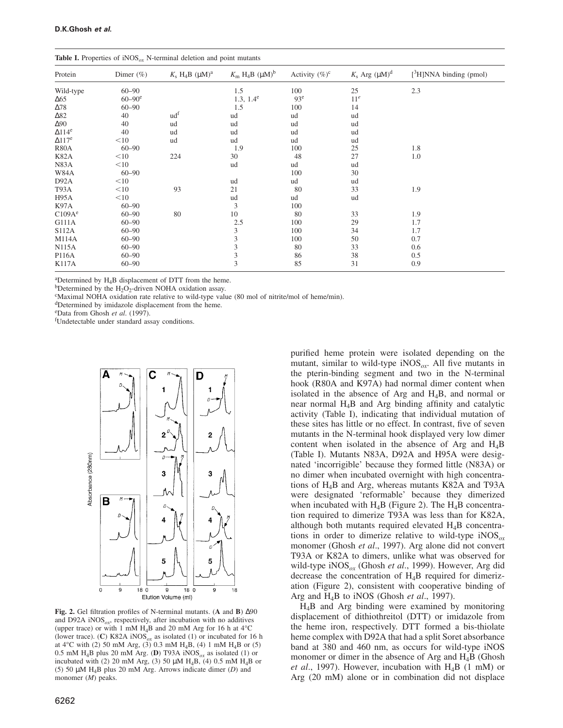**Table I.** Properties of $iNOS_{ox}$ N-terminal deletion and point mutants

| Protein | Dimer (%) | $K_s$ $H_4B$ (μM)[a] | $K_m$ $H_4B$ (μM)[b] | Activity (%)[c] | $K_s$ Arg (μM)[d] | [$^3$H]NNA binding (pmol) |
|---|---|---|---|---|---|---|
| Wild-type | 60–90 | | 1.5 | 100 | 25 | 2.3 |
| Δ65 | 60–90[e] | | 1.3, 1.4[e] | 93[e] | 11[e] | |
| Δ78 | 60–90 | | 1.5 | 100 | 14 | |
| Δ82 | 40 | ud[f] | ud | ud | ud | |
| Δ90 | 40 | ud | ud | ud | ud | |
| Δ114[e] | 40 | ud | ud | ud | ud | |
| Δ117[e] | <10 | ud | ud | ud | ud | |
| R80A | 60–90 | | 1.9 | 100 | 25 | 1.8 |
| K82A | <10 | 224 | 30 | 48 | 27 | 1.0 |
| N83A | <10 | | ud | ud | ud | |
| W84A | 60–90 | | | 100 | 30 | |
| D92A | <10 | | ud | ud | ud | |
| T93A | <10 | 93 | 21 | 80 | 33 | 1.9 |
| H95A | <10 | | ud | ud | ud | |
| K97A | 60–90 | | 3 | 100 | | |
| C109A[e] | 60–90 | 80 | 10 | 80 | 33 | 1.9 |
| G111A | 60–90 | | 2.5 | 100 | 29 | 1.7 |
| S112A | 60–90 | | 3 | 100 | 34 | 1.7 |
| M114A | 60–90 | | 3 | 100 | 50 | 0.7 |
| N115A | 60–90 | | 3 | 80 | 33 | 0.6 |
| P116A | 60–90 | | 3 | 86 | 38 | 0.5 |
| K117A | 60–90 | | 3 | 85 | 31 | 0.9 |

[a]Determined by $H_4B$ displacement of DTT from the heme.
[b]Determined by the $H_2O_2$-driven NOHA oxidation assay.
[c]Maximal NOHA oxidation rate relative to wild-type value (80 mol of nitrite/mol of heme/min).
[d]Determined by imidazole displacement from the heme.
[e]Data from Ghosh *et al.* (1997).
[f]Undetectable under standard assay conditions.

**Fig. 2.** Gel filtration profiles of N-terminal mutants. (**A** and **B**) Δ90 and D92A $iNOS_{ox}$, respectively, after incubation with no additives (upper trace) or with 1 mM $H_4B$ and 20 mM Arg for 16 h at 4°C (lower trace). (**C**) K82A $iNOS_{ox}$ as isolated (1) or incubated for 16 h at 4°C with (2) 50 mM Arg, (3) 0.3 mM $H_4B$, (4) 1 mM $H_4B$ or (5) 0.5 mM $H_4B$ plus 20 mM Arg. (**D**) T93A $iNOS_{ox}$ as isolated (1) or incubated with (2) 20 mM Arg, (3) 50 μM $H_4B$, (4) 0.5 mM $H_4B$ or (5) 50 μM $H_4B$ plus 20 mM Arg. Arrows indicate dimer (*D*) and monomer (*M*) peaks.

purified heme protein were isolated depending on the mutant, similar to wild-type $iNOS_{ox}$. All five mutants in the pterin-binding segment and two in the N-terminal hook (R80A and K97A) had normal dimer content when isolated in the absence of Arg and $H_4B$, and normal or near normal $H_4B$ and Arg binding affinity and catalytic activity (Table I), indicating that individual mutation of these sites has little or no effect. In contrast, five of seven mutants in the N-terminal hook displayed very low dimer content when isolated in the absence of Arg and $H_4B$ (Table I). Mutants N83A, D92A and H95A were designated 'incorrigible' because they formed little (N83A) or no dimer when incubated overnight with high concentrations of $H_4B$ and Arg, whereas mutants K82A and T93A were designated 'reformable' because they dimerized when incubated with $H_4B$ (Figure 2). The $H_4B$ concentration required to dimerize T93A was less than for K82A, although both mutants required elevated $H_4B$ concentrations in order to dimerize relative to wild-type $iNOS_{ox}$ monomer (Ghosh *et al*., 1997). Arg alone did not convert T93A or K82A to dimers, unlike what was observed for wild-type $iNOS_{ox}$ (Ghosh *et al*., 1999). However, Arg did decrease the concentration of $H_4B$ required for dimerization (Figure 2), consistent with cooperative binding of Arg and $H_4B$ to iNOS (Ghosh *et al*., 1997).

$H_4B$ and Arg binding were examined by monitoring displacement of dithiothreitol (DTT) or imidazole from the heme iron, respectively. DTT formed a bis-thiolate heme complex with D92A that had a split Soret absorbance band at 380 and 460 nm, as occurs for wild-type iNOS monomer or dimer in the absence of Arg and $H_4B$ (Ghosh *et al*., 1997). However, incubation with $H_4B$ (1 mM) or Arg (20 mM) alone or in combination did not displace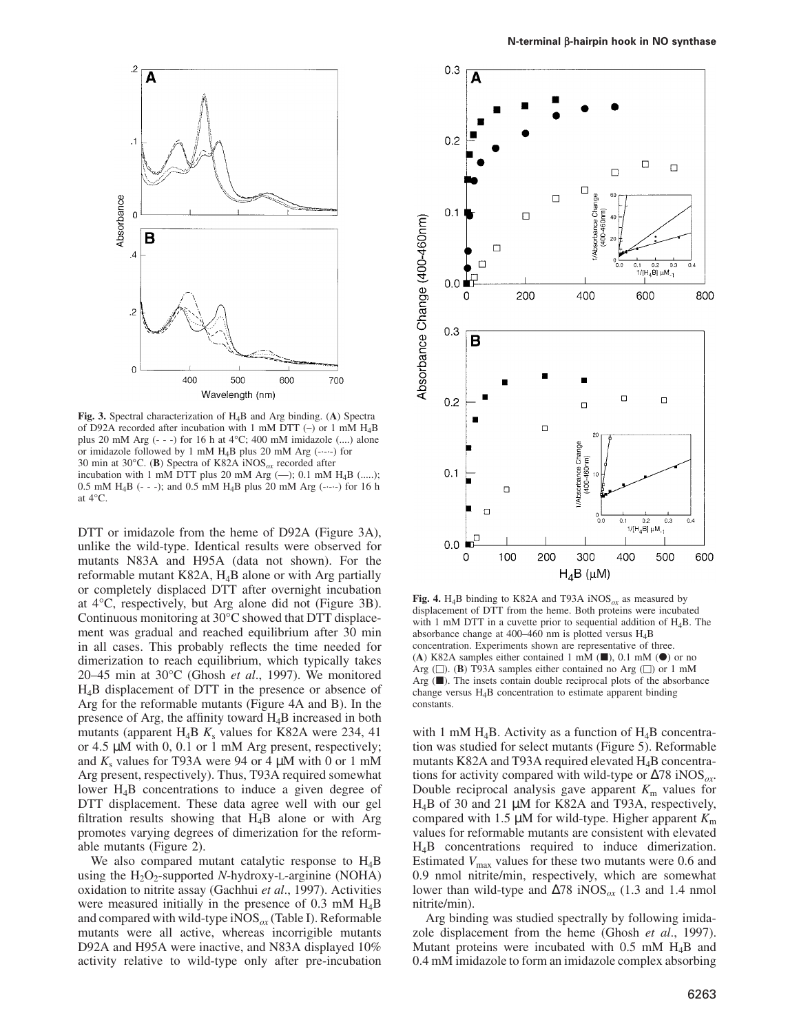**Fig. 3.** Spectral characterization of $H_4B$ and Arg binding. (**A**) Spectra of D92A recorded after incubation with 1 mM DTT (–) or 1 mM $H_4B$ plus 20 mM Arg (- - -) for 16 h at 4°C; 400 mM imidazole (....) alone or imidazole followed by 1 mM $H_4B$ plus 20 mM Arg (-·-·-) for 30 min at 30°C. (**B**) Spectra of K82A iNOS$_{ox}$ recorded after incubation with 1 mM DTT plus 20 mM Arg (—); 0.1 mM $H_4B$ (.....); 0.5 mM $H_4B$ (- - -); and 0.5 mM $H_4B$ plus 20 mM Arg (-·-·-) for 16 h at 4°C.

DTT or imidazole from the heme of D92A (Figure 3A), unlike the wild-type. Identical results were observed for mutants N83A and H95A (data not shown). For the reformable mutant K82A, $H_4B$ alone or with Arg partially or completely displaced DTT after overnight incubation at 4°C, respectively, but Arg alone did not (Figure 3B). Continuous monitoring at 30°C showed that DTT displacement was gradual and reached equilibrium after 30 min in all cases. This probably reflects the time needed for dimerization to reach equilibrium, which typically takes 20–45 min at 30°C (Ghosh *et al*., 1997). We monitored $H_4B$ displacement of DTT in the presence or absence of Arg for the reformable mutants (Figure 4A and B). In the presence of Arg, the affinity toward $H_4B$ increased in both mutants (apparent $H_4B$ $K_s$ values for K82A were 234, 41 or 4.5 μM with 0, 0.1 or 1 mM Arg present, respectively; and $K_s$ values for T93A were 94 or 4 μM with 0 or 1 mM Arg present, respectively). Thus, T93A required somewhat lower $H_4B$ concentrations to induce a given degree of DTT displacement. These data agree well with our gel filtration results showing that $H_4B$ alone or with Arg promotes varying degrees of dimerization for the reformable mutants (Figure 2).

We also compared mutant catalytic response to $H_4B$ using the $H_2O_2$-supported *N*-hydroxy-L-arginine (NOHA) oxidation to nitrite assay (Gachhui *et al*., 1997). Activities were measured initially in the presence of 0.3 mM $H_4B$ and compared with wild-type iNOS$_{ox}$ (Table I). Reformable mutants were all active, whereas incorrigible mutants D92A and H95A were inactive, and N83A displayed 10% activity relative to wild-type only after pre-incubation

**Fig. 4.** $H_4B$ binding to K82A and T93A iNOS$_{ox}$ as measured by displacement of DTT from the heme. Both proteins were incubated with 1 mM DTT in a cuvette prior to sequential addition of $H_4B$. The absorbance change at 400–460 nm is plotted versus $H_4B$ concentration. Experiments shown are representative of three. (**A**) K82A samples either contained 1 mM (■), 0.1 mM (●) or no Arg (□). (**B**) T93A samples either contained no Arg (□) or 1 mM Arg (■). The insets contain double reciprocal plots of the absorbance change versus $H_4B$ concentration to estimate apparent binding constants.

with 1 mM $H_4B$. Activity as a function of $H_4B$ concentration was studied for select mutants (Figure 5). Reformable mutants K82A and T93A required elevated $H_4B$ concentrations for activity compared with wild-type or Δ78 iNOS$_{ox}$. Double reciprocal analysis gave apparent $K_m$ values for $H_4B$ of 30 and 21 μM for K82A and T93A, respectively, compared with 1.5 μM for wild-type. Higher apparent $K_m$ values for reformable mutants are consistent with elevated $H_4B$ concentrations required to induce dimerization. Estimated $V_{max}$ values for these two mutants were 0.6 and 0.9 nmol nitrite/min, respectively, which are somewhat lower than wild-type and Δ78 iNOS$_{ox}$ (1.3 and 1.4 nmol nitrite/min).

Arg binding was studied spectrally by following imidazole displacement from the heme (Ghosh *et al*., 1997). Mutant proteins were incubated with 0.5 mM $H_4B$ and 0.4 mM imidazole to form an imidazole complex absorbing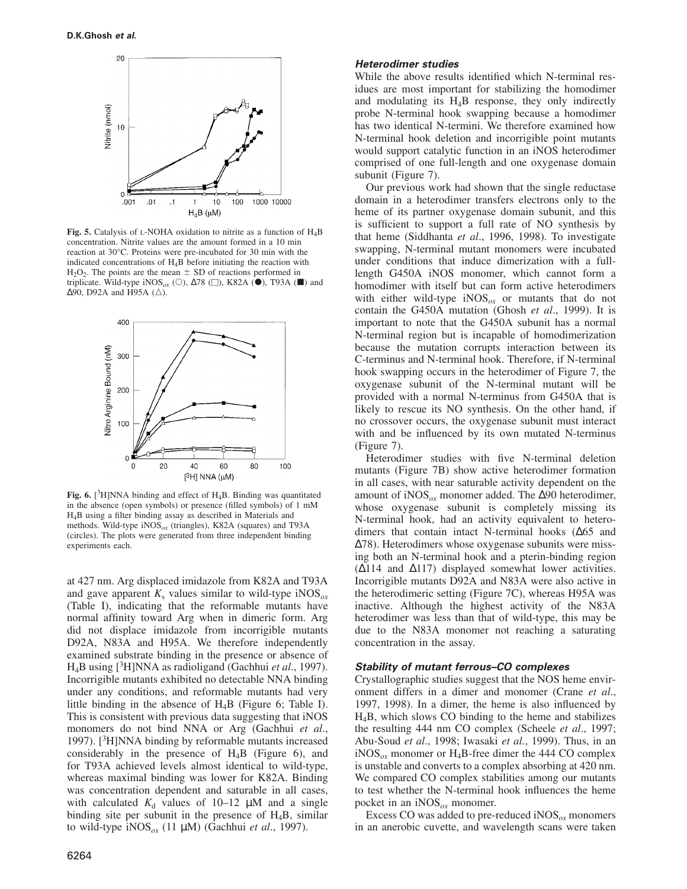**Fig. 5.** Catalysis of L-NOHA oxidation to nitrite as a function of $H_4B$ concentration. Nitrite values are the amount formed in a 10 min reaction at 30°C. Proteins were pre-incubated for 30 min with the indicated concentrations of $H_4B$ before initiating the reaction with $H_2O_2$. The points are the mean ± SD of reactions performed in triplicate. Wild-type iNOS$_{ox}$ (○), Δ78 (□), K82A (●), T93A (■) and Δ90, D92A and H95A (△).

**Fig. 6.** [$^3$H]NNA binding and effect of $H_4B$. Binding was quantitated in the absence (open symbols) or presence (filled symbols) of 1 mM $H_4B$ using a filter binding assay as described in Materials and methods. Wild-type iNOS$_{ox}$ (triangles), K82A (squares) and T93A (circles). The plots were generated from three independent binding experiments each.

at 427 nm. Arg displaced imidazole from K82A and T93A and gave apparent $K_s$ values similar to wild-type iNOS$_{ox}$ (Table I), indicating that the reformable mutants have normal affinity toward Arg when in dimeric form. Arg did not displace imidazole from incorrigible mutants D92A, N83A and H95A. We therefore independently examined substrate binding in the presence or absence of $H_4B$ using [$^3$H]NNA as radioligand (Gachhui *et al*., 1997). Incorrigible mutants exhibited no detectable NNA binding under any conditions, and reformable mutants had very little binding in the absence of $H_4B$ (Figure 6; Table I). This is consistent with previous data suggesting that iNOS monomers do not bind NNA or Arg (Gachhui *et al*., 1997). [$^3$H]NNA binding by reformable mutants increased considerably in the presence of $H_4B$ (Figure 6), and for T93A achieved levels almost identical to wild-type, whereas maximal binding was lower for K82A. Binding was concentration dependent and saturable in all cases, with calculated $K_d$ values of 10–12 μM and a single binding site per subunit in the presence of $H_4B$, similar to wild-type iNOS$_{ox}$ (11 μM) (Gachhui *et al*., 1997).

### Heterodimer studies

While the above results identified which N-terminal residues are most important for stabilizing the homodimer and modulating its $H_4B$ response, they only indirectly probe N-terminal hook swapping because a homodimer has two identical N-termini. We therefore examined how N-terminal hook deletion and incorrigible point mutants would support catalytic function in an iNOS heterodimer comprised of one full-length and one oxygenase domain subunit (Figure 7).

Our previous work had shown that the single reductase domain in a heterodimer transfers electrons only to the heme of its partner oxygenase domain subunit, and this is sufficient to support a full rate of NO synthesis by that heme (Siddhanta *et al*., 1996, 1998). To investigate swapping, N-terminal mutant monomers were incubated under conditions that induce dimerization with a full-length G450A iNOS monomer, which cannot form a homodimer with itself but can form active heterodimers with either wild-type iNOS$_{ox}$ or mutants that do not contain the G450A mutation (Ghosh *et al*., 1999). It is important to note that the G450A subunit has a normal N-terminal region but is incapable of homodimerization because the mutation corrupts interaction between its C-terminus and N-terminal hook. Therefore, if N-terminal hook swapping occurs in the heterodimer of Figure 7, the oxygenase subunit of the N-terminal mutant will be provided with a normal N-terminus from G450A that is likely to rescue its NO synthesis. On the other hand, if no crossover occurs, the oxygenase subunit must interact with and be influenced by its own mutated N-terminus (Figure 7).

Heterodimer studies with five N-terminal deletion mutants (Figure 7B) show active heterodimer formation in all cases, with near saturable activity dependent on the amount of iNOS$_{ox}$ monomer added. The Δ90 heterodimer, whose oxygenase subunit is completely missing its N-terminal hook, had an activity equivalent to heterodimers that contain intact N-terminal hooks (Δ65 and Δ78). Heterodimers whose oxygenase subunits were missing both an N-terminal hook and a pterin-binding region (Δ114 and Δ117) displayed somewhat lower activities. Incorrigible mutants D92A and N83A were also active in the heterodimeric setting (Figure 7C), whereas H95A was inactive. Although the highest activity of the N83A heterodimer was less than that of wild-type, this may be due to the N83A monomer not reaching a saturating concentration in the assay.

### Stability of mutant ferrous–CO complexes

Crystallographic studies suggest that the NOS heme environment differs in a dimer and monomer (Crane *et al*., 1997, 1998). In a dimer, the heme is also influenced by $H_4B$, which slows CO binding to the heme and stabilizes the resulting 444 nm CO complex (Scheele *et al*., 1997; Abu-Soud *et al*., 1998; Iwasaki *et al*., 1999). Thus, in an iNOS$_{ox}$ monomer or $H_4B$-free dimer the 444 CO complex is unstable and converts to a complex absorbing at 420 nm. We compared CO complex stabilities among our mutants to test whether the N-terminal hook influences the heme pocket in an iNOS$_{ox}$ monomer.

Excess CO was added to pre-reduced iNOS$_{ox}$ monomers in an anerobic cuvette, and wavelength scans were taken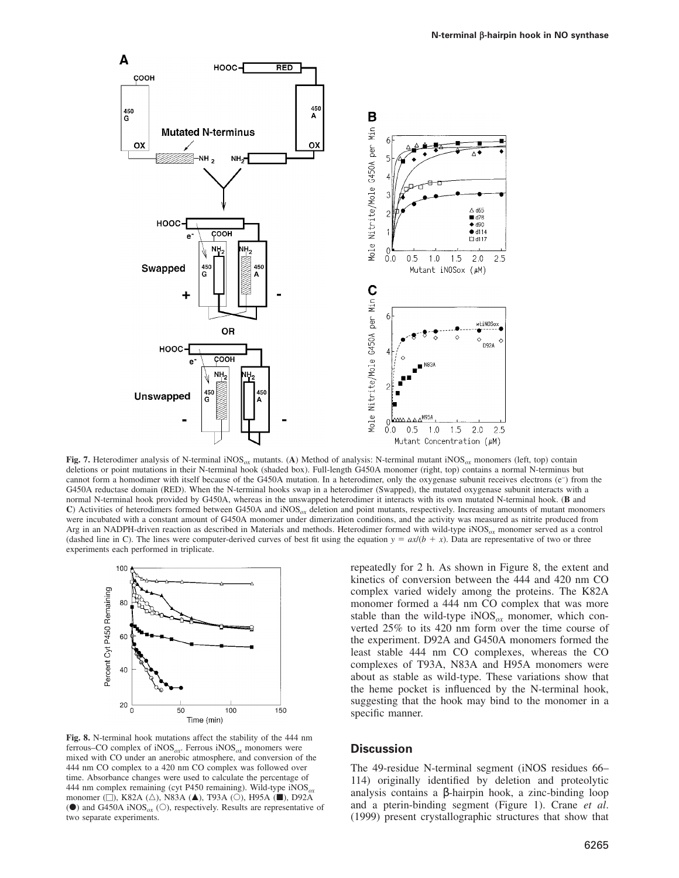**Fig. 7.** Heterodimer analysis of N-terminal $iNOS_{ox}$ mutants. (**A**) Method of analysis: N-terminal mutant $iNOS_{ox}$ monomers (left, top) contain deletions or point mutations in their N-terminal hook (shaded box). Full-length G450A monomer (right, top) contains a normal N-terminus but cannot form a homodimer with itself because of the G450A mutation. In a heterodimer, only the oxygenase subunit receives electrons ($e^-$) from the G450A reductase domain (RED). When the N-terminal hooks swap in a heterodimer (Swapped), the mutated oxygenase subunit interacts with a normal N-terminal hook provided by G450A, whereas in the unswapped heterodimer it interacts with its own mutated N-terminal hook. (**B** and **C**) Activities of heterodimers formed between G450A and $iNOS_{ox}$ deletion and point mutants, respectively. Increasing amounts of mutant monomers were incubated with a constant amount of G450A monomer under dimerization conditions, and the activity was measured as nitrite produced from Arg in an NADPH-driven reaction as described in Materials and methods. Heterodimer formed with wild-type $iNOS_{ox}$ monomer served as a control (dashed line in C). The lines were computer-derived curves of best fit using the equation $y = ax/(b + x)$. Data are representative of two or three experiments each performed in triplicate.

**Fig. 8.** N-terminal hook mutations affect the stability of the 444 nm ferrous–CO complex of $iNOS_{ox}$. Ferrous $iNOS_{ox}$ monomers were mixed with CO under an anerobic atmosphere, and conversion of the 444 nm CO complex to a 420 nm CO complex was followed over time. Absorbance changes were used to calculate the percentage of 444 nm complex remaining (cyt P450 remaining). Wild-type $iNOS_{ox}$ monomer (□), K82A (△), N83A (▲), T93A (○), H95A (■), D92A (●) and G450A $iNOS_{ox}$ (○), respectively. Results are representative of two separate experiments.

repeatedly for 2 h. As shown in Figure 8, the extent and kinetics of conversion between the 444 and 420 nm CO complex varied widely among the proteins. The K82A monomer formed a 444 nm CO complex that was more stable than the wild-type $iNOS_{ox}$ monomer, which converted 25% to its 420 nm form over the time course of the experiment. D92A and G450A monomers formed the least stable 444 nm CO complexes, whereas the CO complexes of T93A, N83A and H95A monomers were about as stable as wild-type. These variations show that the heme pocket is influenced by the N-terminal hook, suggesting that the hook may bind to the monomer in a specific manner.

## Discussion

The 49-residue N-terminal segment (iNOS residues 66–114) originally identified by deletion and proteolytic analysis contains a β-hairpin hook, a zinc-binding loop and a pterin-binding segment (Figure 1). Crane *et al*. (1999) present crystallographic structures that show that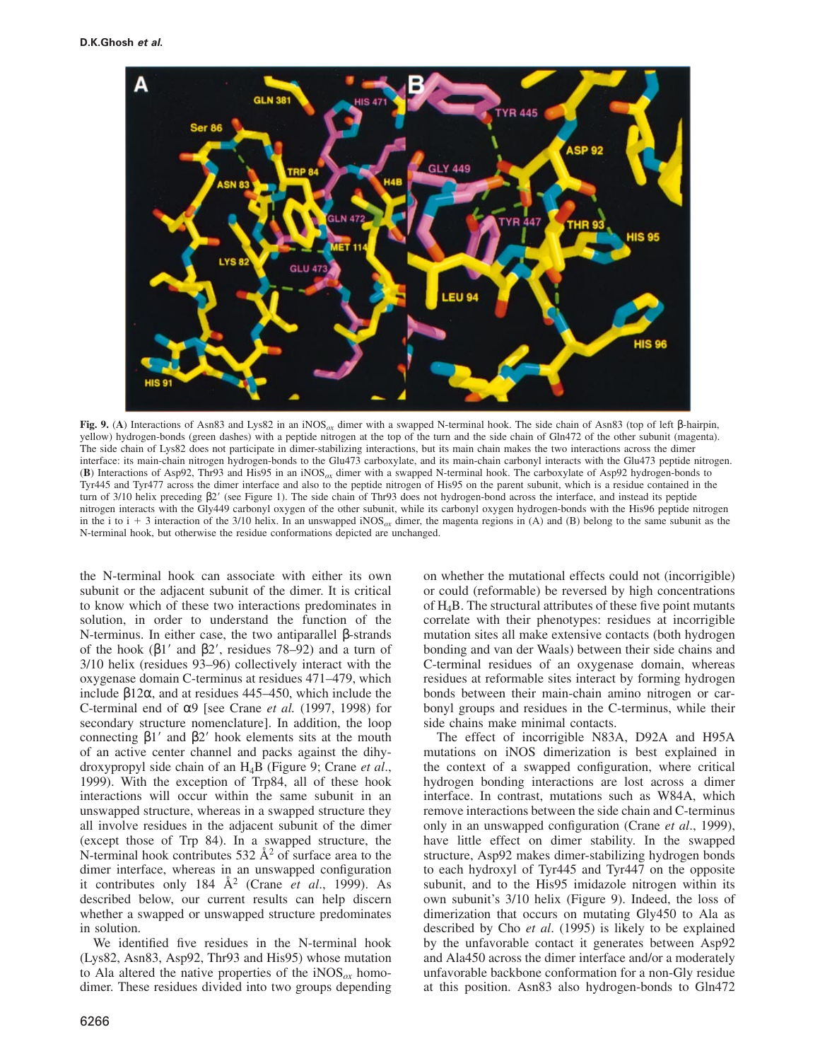**Fig. 9.** (**A**) Interactions of Asn83 and Lys82 in an $iNOS_{ox}$ dimer with a swapped N-terminal hook. The side chain of Asn83 (top of left β-hairpin, yellow) hydrogen-bonds (green dashes) with a peptide nitrogen at the top of the turn and the side chain of Gln472 of the other subunit (magenta). The side chain of Lys82 does not participate in dimer-stabilizing interactions, but its main chain makes the two interactions across the dimer interface: its main-chain nitrogen hydrogen-bonds to the Glu473 carboxylate, and its main-chain carbonyl interacts with the Glu473 peptide nitrogen. (**B**) Interactions of Asp92, Thr93 and His95 in an $iNOS_{ox}$ dimer with a swapped N-terminal hook. The carboxylate of Asp92 hydrogen-bonds to Tyr445 and Tyr477 across the dimer interface and also to the peptide nitrogen of His95 on the parent subunit, which is a residue contained in the turn of 3/10 helix preceding β2′ (see Figure 1). The side chain of Thr93 does not hydrogen-bond across the interface, and instead its peptide nitrogen interacts with the Gly449 carbonyl oxygen of the other subunit, while its carbonyl oxygen hydrogen-bonds with the His96 peptide nitrogen in the i to i + 3 interaction of the 3/10 helix. In an unswapped $iNOS_{ox}$ dimer, the magenta regions in (A) and (B) belong to the same subunit as the N-terminal hook, but otherwise the residue conformations depicted are unchanged.

the N-terminal hook can associate with either its own subunit or the adjacent subunit of the dimer. It is critical to know which of these two interactions predominates in solution, in order to understand the function of the N-terminus. In either case, the two antiparallel β-strands of the hook (β1′ and β2′, residues 78–92) and a turn of 3/10 helix (residues 93–96) collectively interact with the oxygenase domain C-terminus at residues 471–479, which include β12α, and at residues 445–450, which include the C-terminal end of α9 [see Crane *et al.* (1997, 1998) for secondary structure nomenclature]. In addition, the loop connecting β1′ and β2′ hook elements sits at the mouth of an active center channel and packs against the dihydroxypropyl side chain of an $H_4B$ (Figure 9; Crane *et al*., 1999). With the exception of Trp84, all of these hook interactions will occur within the same subunit in an unswapped structure, whereas in a swapped structure they all involve residues in the adjacent subunit of the dimer (except those of Trp 84). In a swapped structure, the N-terminal hook contributes 532 Å$^2$ of surface area to the dimer interface, whereas in an unswapped configuration it contributes only 184 Å$^2$ (Crane *et al*., 1999). As described below, our current results can help discern whether a swapped or unswapped structure predominates in solution.

We identified five residues in the N-terminal hook (Lys82, Asn83, Asp92, Thr93 and His95) whose mutation to Ala altered the native properties of the $iNOS_{ox}$ homodimer. These residues divided into two groups depending on whether the mutational effects could not (incorrigible) or could (reformable) be reversed by high concentrations of $H_4B$. The structural attributes of these five point mutants correlate with their phenotypes: residues at incorrigible mutation sites all make extensive contacts (both hydrogen bonding and van der Waals) between their side chains and C-terminal residues of an oxygenase domain, whereas residues at reformable sites interact by forming hydrogen bonds between their main-chain amino nitrogen or carbonyl groups and residues in the C-terminus, while their side chains make minimal contacts.

The effect of incorrigible N83A, D92A and H95A mutations on iNOS dimerization is best explained in the context of a swapped configuration, where critical hydrogen bonding interactions are lost across a dimer interface. In contrast, mutations such as W84A, which remove interactions between the side chain and C-terminus only in an unswapped configuration (Crane *et al*., 1999), have little effect on dimer stability. In the swapped structure, Asp92 makes dimer-stabilizing hydrogen bonds to each hydroxyl of Tyr445 and Tyr447 on the opposite subunit, and to the His95 imidazole nitrogen within its own subunit's 3/10 helix (Figure 9). Indeed, the loss of dimerization that occurs on mutating Gly450 to Ala as described by Cho *et al*. (1995) is likely to be explained by the unfavorable contact it generates between Asp92 and Ala450 across the dimer interface and/or a moderately unfavorable backbone conformation for a non-Gly residue at this position. Asn83 also hydrogen-bonds to Gln472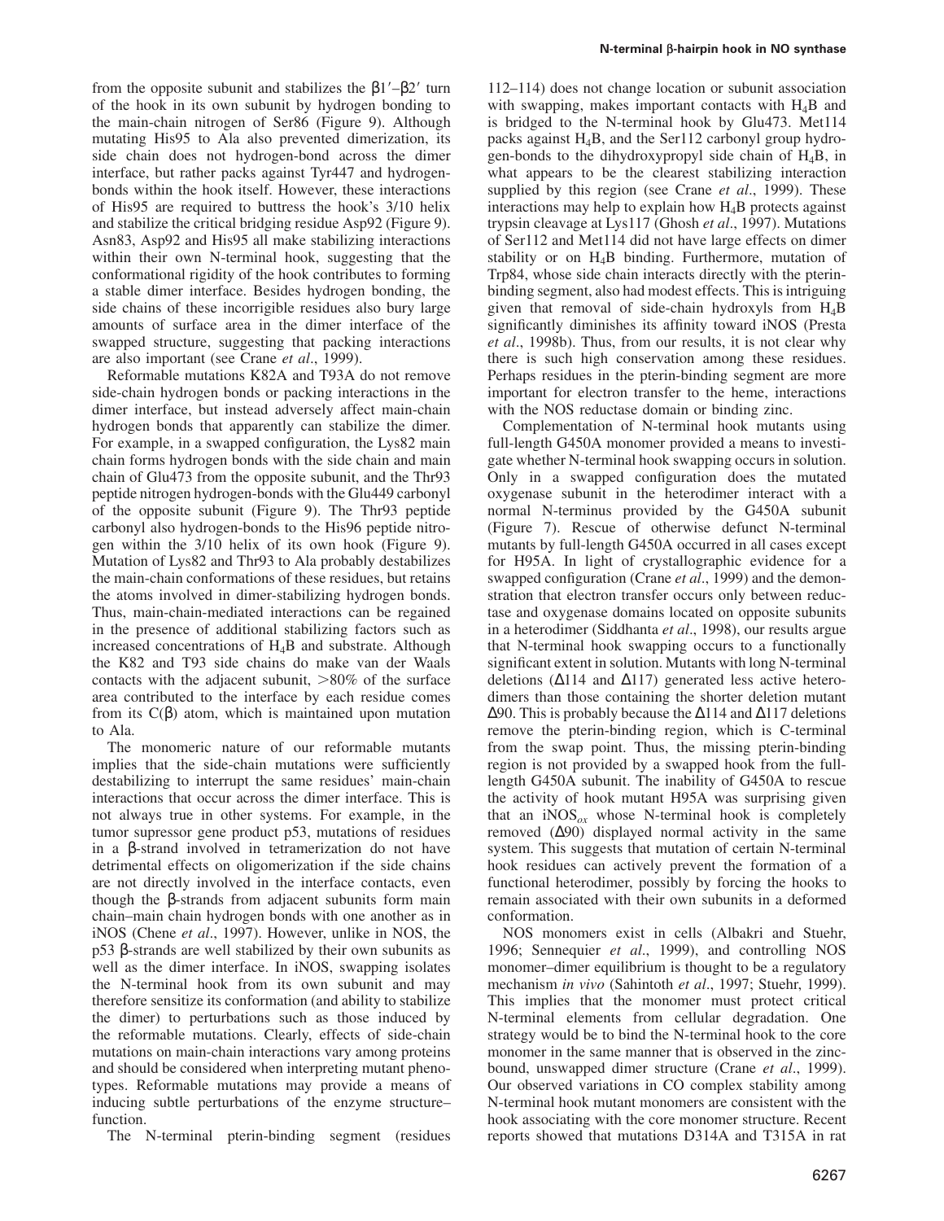from the opposite subunit and stabilizes the β1′–β2′ turn of the hook in its own subunit by hydrogen bonding to the main-chain nitrogen of Ser86 (Figure 9). Although mutating His95 to Ala also prevented dimerization, its side chain does not hydrogen-bond across the dimer interface, but rather packs against Tyr447 and hydrogen-bonds within the hook itself. However, these interactions of His95 are required to buttress the hook's 3/10 helix and stabilize the critical bridging residue Asp92 (Figure 9). Asn83, Asp92 and His95 all make stabilizing interactions within their own N-terminal hook, suggesting that the conformational rigidity of the hook contributes to forming a stable dimer interface. Besides hydrogen bonding, the side chains of these incorrigible residues also bury large amounts of surface area in the dimer interface of the swapped structure, suggesting that packing interactions are also important (see Crane *et al*., 1999).

Reformable mutations K82A and T93A do not remove side-chain hydrogen bonds or packing interactions in the dimer interface, but instead adversely affect main-chain hydrogen bonds that apparently can stabilize the dimer. For example, in a swapped configuration, the Lys82 main chain forms hydrogen bonds with the side chain and main chain of Glu473 from the opposite subunit, and the Thr93 peptide nitrogen hydrogen-bonds with the Glu449 carbonyl of the opposite subunit (Figure 9). The Thr93 peptide carbonyl also hydrogen-bonds to the His96 peptide nitrogen within the 3/10 helix of its own hook (Figure 9). Mutation of Lys82 and Thr93 to Ala probably destabilizes the main-chain conformations of these residues, but retains the atoms involved in dimer-stabilizing hydrogen bonds. Thus, main-chain-mediated interactions can be regained in the presence of additional stabilizing factors such as increased concentrations of $H_4B$ and substrate. Although the K82 and T93 side chains do make van der Waals contacts with the adjacent subunit, >80% of the surface area contributed to the interface by each residue comes from its C(β) atom, which is maintained upon mutation to Ala.

The monomeric nature of our reformable mutants implies that the side-chain mutations were sufficiently destabilizing to interrupt the same residues' main-chain interactions that occur across the dimer interface. This is not always true in other systems. For example, in the tumor supressor gene product p53, mutations of residues in a β-strand involved in tetramerization do not have detrimental effects on oligomerization if the side chains are not directly involved in the interface contacts, even though the β-strands from adjacent subunits form main chain–main chain hydrogen bonds with one another as in iNOS (Chene *et al*., 1997). However, unlike in NOS, the p53 β-strands are well stabilized by their own subunits as well as the dimer interface. In iNOS, swapping isolates the N-terminal hook from its own subunit and may therefore sensitize its conformation (and ability to stabilize the dimer) to perturbations such as those induced by the reformable mutations. Clearly, effects of side-chain mutations on main-chain interactions vary among proteins and should be considered when interpreting mutant phenotypes. Reformable mutations may provide a means of inducing subtle perturbations of the enzyme structure–function.

The N-terminal pterin-binding segment (residues 112–114) does not change location or subunit association with swapping, makes important contacts with $H_4B$ and is bridged to the N-terminal hook by Glu473. Met114 packs against $H_4B$, and the Ser112 carbonyl group hydrogen-bonds to the dihydroxypropyl side chain of $H_4B$, in what appears to be the clearest stabilizing interaction supplied by this region (see Crane *et al*., 1999). These interactions may help to explain how $H_4B$ protects against trypsin cleavage at Lys117 (Ghosh *et al*., 1997). Mutations of Ser112 and Met114 did not have large effects on dimer stability or on $H_4B$ binding. Furthermore, mutation of Trp84, whose side chain interacts directly with the pterin-binding segment, also had modest effects. This is intriguing given that removal of side-chain hydroxyls from $H_4B$ significantly diminishes its affinity toward iNOS (Presta *et al*., 1998b). Thus, from our results, it is not clear why there is such high conservation among these residues. Perhaps residues in the pterin-binding segment are more important for electron transfer to the heme, interactions with the NOS reductase domain or binding zinc.

Complementation of N-terminal hook mutants using full-length G450A monomer provided a means to investigate whether N-terminal hook swapping occurs in solution. Only in a swapped configuration does the mutated oxygenase subunit in the heterodimer interact with a normal N-terminus provided by the G450A subunit (Figure 7). Rescue of otherwise defunct N-terminal mutants by full-length G450A occurred in all cases except for H95A. In light of crystallographic evidence for a swapped configuration (Crane *et al*., 1999) and the demonstration that electron transfer occurs only between reductase and oxygenase domains located on opposite subunits in a heterodimer (Siddhanta *et al*., 1998), our results argue that N-terminal hook swapping occurs to a functionally significant extent in solution. Mutants with long N-terminal deletions (Δ114 and Δ117) generated less active heterodimers than those containing the shorter deletion mutant Δ90. This is probably because the Δ114 and Δ117 deletions remove the pterin-binding region, which is C-terminal from the swap point. Thus, the missing pterin-binding region is not provided by a swapped hook from the full-length G450A subunit. The inability of G450A to rescue the activity of hook mutant H95A was surprising given that an $iNOS_{ox}$ whose N-terminal hook is completely removed (Δ90) displayed normal activity in the same system. This suggests that mutation of certain N-terminal hook residues can actively prevent the formation of a functional heterodimer, possibly by forcing the hooks to remain associated with their own subunits in a deformed conformation.

NOS monomers exist in cells (Albakri and Stuehr, 1996; Sennequier *et al*., 1999), and controlling NOS monomer–dimer equilibrium is thought to be a regulatory mechanism *in vivo* (Sahintoth *et al*., 1997; Stuehr, 1999). This implies that the monomer must protect critical N-terminal elements from cellular degradation. One strategy would be to bind the N-terminal hook to the core monomer in the same manner that is observed in the zinc-bound, unswapped dimer structure (Crane *et al*., 1999). Our observed variations in CO complex stability among N-terminal hook mutant monomers are consistent with the hook associating with the core monomer structure. Recent reports showed that mutations D314A and T315A in rat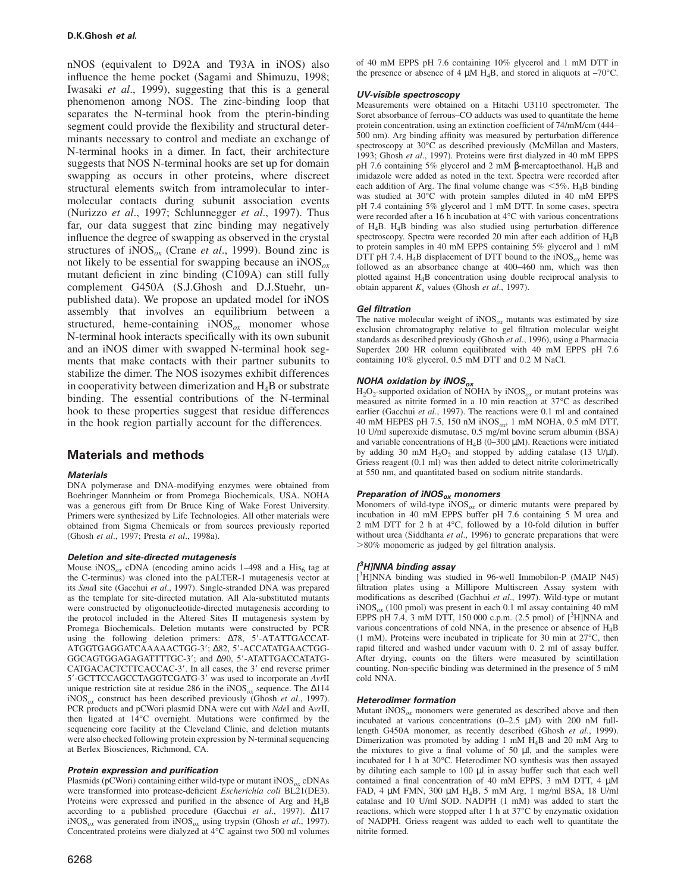nNOS (equivalent to D92A and T93A in iNOS) also influence the heme pocket (Sagami and Shimuzu, 1998; Iwasaki *et al*., 1999), suggesting that this is a general phenomenon among NOS. The zinc-binding loop that separates the N-terminal hook from the pterin-binding segment could provide the flexibility and structural determinants necessary to control and mediate an exchange of N-terminal hooks in a dimer. In fact, their architecture suggests that NOS N-terminal hooks are set up for domain swapping as occurs in other proteins, where discreet structural elements switch from intramolecular to intermolecular contacts during subunit association events (Nurizzo *et al*., 1997; Schlunnegger *et al*., 1997). Thus far, our data suggest that zinc binding may negatively influence the degree of swapping as observed in the crystal structures of $iNOS_{ox}$ (Crane *et al*., 1999). Bound zinc is not likely to be essential for swapping because an $iNOS_{ox}$ mutant deficient in zinc binding (C109A) can still fully complement G450A (S.J.Ghosh and D.J.Stuehr, unpublished data). We propose an updated model for iNOS assembly that involves an equilibrium between a structured, heme-containing $iNOS_{ox}$ monomer whose N-terminal hook interacts specifically with its own subunit and an iNOS dimer with swapped N-terminal hook segments that make contacts with their partner subunits to stabilize the dimer. The NOS isozymes exhibit differences in cooperativity between dimerization and $H_4B$ or substrate binding. The essential contributions of the N-terminal hook to these properties suggest that residue differences in the hook region partially account for the differences.

## Materials and methods

### Materials

DNA polymerase and DNA-modifying enzymes were obtained from Boehringer Mannheim or from Promega Biochemicals, USA. NOHA was a generous gift from Dr Bruce King of Wake Forest University. Primers were synthesized by Life Technologies. All other materials were obtained from Sigma Chemicals or from sources previously reported (Ghosh *et al*., 1997; Presta *et al*., 1998a).

### Deletion and site-directed mutagenesis

Mouse $iNOS_{ox}$ cDNA (encoding amino acids 1–498 and a $His_6$ tag at the C-terminus) was cloned into the pALTER-1 mutagenesis vector at its *Sma*I site (Gacchui *et al*., 1997). Single-stranded DNA was prepared as the template for site-directed mutation. All Ala-substituted mutants were constructed by oligonucleotide-directed mutagenesis according to the protocol included in the Altered Sites II mutagenesis system by Promega Biochemicals. Deletion mutants were constructed by PCR using the following deletion primers: Δ78, 5′-ATATTGACCATATGGTGAGGATCAAAAACTGG-3′; Δ82, 5′-ACCATATGAACTGGGGCAGTGGAGAGATTTTGC-3′; and Δ90, 5′-ATATTGACCATATGCATGACACTCTTCACCAC-3′. In all cases, the 3′ end reverse primer 5′-GCTTCCAGCCTAGGTCGATG-3′ was used to incorporate an *Avr*II unique restriction site at residue 286 in the $iNOS_{ox}$ sequence. The Δ114 $iNOS_{ox}$ construct has been described previously (Ghosh *et al*., 1997). PCR products and pCWori plasmid DNA were cut with *Nde*I and A*vr*II, then ligated at 14°C overnight. Mutations were confirmed by the sequencing core facility at the Cleveland Clinic, and deletion mutants were also checked following protein expression by N-terminal sequencing at Berlex Biosciences, Richmond, CA.

### Protein expression and purification

Plasmids (pCWori) containing either wild-type or mutant $iNOS_{ox}$ cDNAs were transformed into protease-deficient *Escherichia coli* BL21(DE3). Proteins were expressed and purified in the absence of Arg and $H_4B$ according to a published procedure (Gacchui *et al*., 1997). Δ117 $iNOS_{ox}$ was generated from $iNOS_{ox}$ using trypsin (Ghosh *et al*., 1997). Concentrated proteins were dialyzed at 4°C against two 500 ml volumes of 40 mM EPPS pH 7.6 containing 10% glycerol and 1 mM DTT in the presence or absence of 4 μM $H_4B$, and stored in aliquots at –70°C.

### UV-visible spectroscopy

Measurements were obtained on a Hitachi U3110 spectrometer. The Soret absorbance of ferrous–CO adducts was used to quantitate the heme protein concentration, using an extinction coefficient of 74/mM/cm (444–500 nm). Arg binding affinity was measured by perturbation difference spectroscopy at 30°C as described previously (McMillan and Masters, 1993; Ghosh *et al*., 1997). Proteins were first dialyzed in 40 mM EPPS pH 7.6 containing 5% glycerol and 2 mM β-mercaptoethanol. $H_4B$ and imidazole were added as noted in the text. Spectra were recorded after each addition of Arg. The final volume change was <5%. $H_4B$ binding was studied at 30°C with protein samples diluted in 40 mM EPPS pH 7.4 containing 5% glycerol and 1 mM DTT. In some cases, spectra were recorded after a 16 h incubation at 4°C with various concentrations of $H_4B$. $H_4B$ binding was also studied using perturbation difference spectroscopy. Spectra were recorded 20 min after each addition of $H_4B$ to protein samples in 40 mM EPPS containing 5% glycerol and 1 mM DTT pH 7.4. $H_4B$ displacement of DTT bound to the $iNOS_{ox}$ heme was followed as an absorbance change at 400–460 nm, which was then plotted against $H_4B$ concentration using double reciprocal analysis to obtain apparent $K_s$ values (Ghosh *et al*., 1997).

### Gel filtration

The native molecular weight of $iNOS_{ox}$ mutants was estimated by size exclusion chromatography relative to gel filtration molecular weight standards as described previously (Ghosh *et al*., 1996), using a Pharmacia Superdex 200 HR column equilibrated with 40 mM EPPS pH 7.6 containing 10% glycerol, 0.5 mM DTT and 0.2 M NaCl.

### NOHA oxidation by $iNOS_{ox}$

$H_2O_2$-supported oxidation of NOHA by $iNOS_{ox}$ or mutant proteins was measured as nitrite formed in a 10 min reaction at 37°C as described earlier (Gacchui *et al*., 1997). The reactions were 0.1 ml and contained 40 mM HEPES pH 7.5, 150 nM $iNOS_{ox}$, 1 mM NOHA, 0.5 mM DTT, 10 U/ml superoxide dismutase, 0.5 mg/ml bovine serum albumin (BSA) and variable concentrations of $H_4B$ (0–300 μM). Reactions were initiated by adding 30 mM $H_2O_2$ and stopped by adding catalase (13 U/μl). Griess reagent (0.1 ml) was then added to detect nitrite colorimetrically at 550 nm, and quantitated based on sodium nitrite standards.

### Preparation of $iNOS_{ox}$ monomers

Monomers of wild-type $iNOS_{ox}$ or dimeric mutants were prepared by incubation in 40 mM EPPS buffer pH 7.6 containing 5 M urea and 2 mM DTT for 2 h at 4°C, followed by a 10-fold dilution in buffer without urea (Siddhanta *et al*., 1996) to generate preparations that were >80% monomeric as judged by gel filtration analysis.

### [$^3$H]NNA binding assay

[$^3$H]NNA binding was studied in 96-well Immobilon-P (MAIP N45) filtration plates using a Millipore Multiscreen Assay system with modifications as described (Gachhui *et al*., 1997). Wild-type or mutant $iNOS_{ox}$ (100 pmol) was present in each 0.1 ml assay containing 40 mM EPPS pH 7.4, 3 mM DTT, 150 000 c.p.m. (2.5 pmol) of [$^3$H]NNA and various concentrations of cold NNA, in the presence or absence of $H_4B$ (1 mM). Proteins were incubated in triplicate for 30 min at 27°C, then rapid filtered and washed under vacuum with 0. 2 ml of assay buffer. After drying, counts on the filters were measured by scintillation counting. Non-specific binding was determined in the presence of 5 mM cold NNA.

### Heterodimer formation

Mutant $iNOS_{ox}$ monomers were generated as described above and then incubated at various concentrations (0–2.5 μM) with 200 nM full-length G450A monomer, as recently described (Ghosh *et al*., 1999). Dimerization was promoted by adding 1 mM $H_4B$ and 20 mM Arg to the mixtures to give a final volume of 50 μl, and the samples were incubated for 1 h at 30°C. Heterodimer NO synthesis was then assayed by diluting each sample to 100 μl in assay buffer such that each well contained a final concentration of 40 mM EPPS, 3 mM DTT, 4 μM FAD, 4 μM FMN, 300 μM $H_4B$, 5 mM Arg, 1 mg/ml BSA, 18 U/ml catalase and 10 U/ml SOD. NADPH (1 mM) was added to start the reactions, which were stopped after 1 h at 37°C by enzymatic oxidation of NADPH. Griess reagent was added to each well to quantitate the nitrite formed.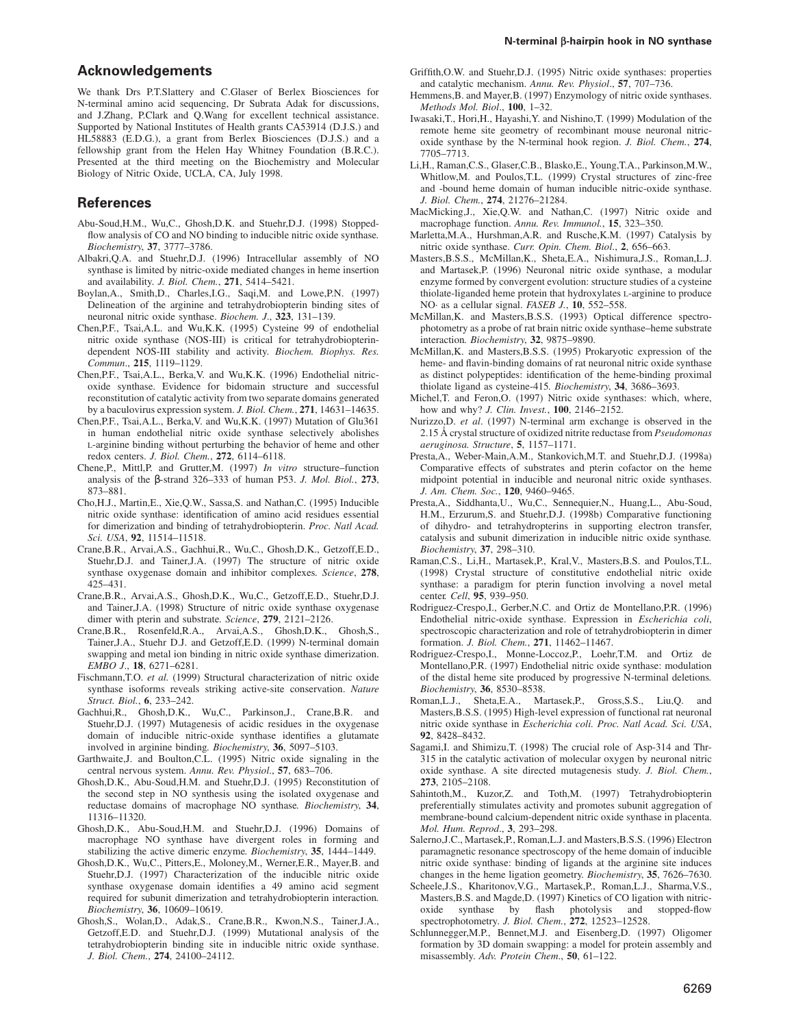## Acknowledgements

We thank Drs P.T.Slattery and C.Glaser of Berlex Biosciences for N-terminal amino acid sequencing, Dr Subrata Adak for discussions, and J.Zhang, P.Clark and Q.Wang for excellent technical assistance. Supported by National Institutes of Health grants CA53914 (D.J.S.) and HL58883 (E.D.G.), a grant from Berlex Biosciences (D.J.S.) and a fellowship grant from the Helen Hay Whitney Foundation (B.R.C.). Presented at the third meeting on the Biochemistry and Molecular Biology of Nitric Oxide, UCLA, CA, July 1998.

## References

Abu-Soud,H.M., Wu,C., Ghosh,D.K. and Stuehr,D.J. (1998) Stopped-flow analysis of CO and NO binding to inducible nitric oxide synthase. *Biochemistry*, **37**, 3777–3786.

Albakri,Q.A. and Stuehr,D.J. (1996) Intracellular assembly of NO synthase is limited by nitric-oxide mediated changes in heme insertion and availability. *J. Biol. Chem.*, **271**, 5414–5421.

Boylan,A., Smith,D., Charles,I.G., Saqi,M. and Lowe,P.N. (1997) Delineation of the arginine and tetrahydrobiopterin binding sites of neuronal nitric oxide synthase. *Biochem. J*., **323**, 131–139.

Chen,P.F., Tsai,A.L. and Wu,K.K. (1995) Cysteine 99 of endothelial nitric oxide synthase (NOS-III) is critical for tetrahydrobiopterin-dependent NOS-III stability and activity. *Biochem. Biophys. Res. Commun*., **215**, 1119–1129.

Chen,P.F., Tsai,A.L., Berka,V. and Wu,K.K. (1996) Endothelial nitric-oxide synthase. Evidence for bidomain structure and successful reconstitution of catalytic activity from two separate domains generated by a baculovirus expression system. *J. Biol. Chem.*, **271**, 14631–14635.

Chen,P.F., Tsai,A.L., Berka,V. and Wu,K.K. (1997) Mutation of Glu361 in human endothelial nitric oxide synthase selectively abolishes L-arginine binding without perturbing the behavior of heme and other redox centers. *J. Biol. Chem.*, **272**, 6114–6118.

Chene,P., Mittl,P. and Grutter,M. (1997) *In vitro* structure–function analysis of the β-strand 326–333 of human P53. *J. Mol. Biol.*, **273**, 873–881.

Cho,H.J., Martin,E., Xie,Q.W., Sassa,S. and Nathan,C. (1995) Inducible nitric oxide synthase: identification of amino acid residues essential for dimerization and binding of tetrahydrobiopterin. *Proc. Natl Acad. Sci. USA*, **92**, 11514–11518.

Crane,B.R., Arvai,A.S., Gachhui,R., Wu,C., Ghosh,D.K., Getzoff,E.D., Stuehr,D.J. and Tainer,J.A. (1997) The structure of nitric oxide synthase oxygenase domain and inhibitor complexes. *Science*, **278**, 425–431.

Crane,B.R., Arvai,A.S., Ghosh,D.K., Wu,C., Getzoff,E.D., Stuehr,D.J. and Tainer,J.A. (1998) Structure of nitric oxide synthase oxygenase dimer with pterin and substrate. *Science*, **279**, 2121–2126.

Crane,B.R., Rosenfeld,R.A., Arvai,A.S., Ghosh,D.K., Ghosh,S., Tainer,J.A., Stuehr D.J. and Getzoff,E.D. (1999) N-terminal domain swapping and metal ion binding in nitric oxide synthase dimerization. *EMBO J*., **18**, 6271–6281.

Fischmann,T.O. *et al.* (1999) Structural characterization of nitric oxide synthase isoforms reveals striking active-site conservation. *Nature Struct. Biol.*, **6**, 233–242.

Gachhui,R., Ghosh,D.K., Wu,C., Parkinson,J., Crane,B.R. and Stuehr,D.J. (1997) Mutagenesis of acidic residues in the oxygenase domain of inducible nitric-oxide synthase identifies a glutamate involved in arginine binding. *Biochemistry*, **36**, 5097–5103.

Garthwaite,J. and Boulton,C.L. (1995) Nitric oxide signaling in the central nervous system. *Annu. Rev. Physiol*., **57**, 683–706.

Ghosh,D.K., Abu-Soud,H.M. and Stuehr,D.J. (1995) Reconstitution of the second step in NO synthesis using the isolated oxygenase and reductase domains of macrophage NO synthase. *Biochemistry*, **34**, 11316–11320.

Ghosh,D.K., Abu-Soud,H.M. and Stuehr,D.J. (1996) Domains of macrophage NO synthase have divergent roles in forming and stabilizing the active dimeric enzyme. *Biochemistry*, **35**, 1444–1449.

Ghosh,D.K., Wu,C., Pitters,E., Moloney,M., Werner,E.R., Mayer,B. and Stuehr,D.J. (1997) Characterization of the inducible nitric oxide synthase oxygenase domain identifies a 49 amino acid segment required for subunit dimerization and tetrahydrobiopterin interaction. *Biochemistry*, **36**, 10609–10619.

Ghosh,S., Wolan,D., Adak,S., Crane,B.R., Kwon,N.S., Tainer,J.A., Getzoff,E.D. and Stuehr,D.J. (1999) Mutational analysis of the tetrahydrobiopterin binding site in inducible nitric oxide synthase. *J. Biol. Chem.*, **274**, 24100–24112.

Griffith,O.W. and Stuehr,D.J. (1995) Nitric oxide synthases: properties and catalytic mechanism. *Annu. Rev. Physiol*., **57**, 707–736.

Hemmens,B. and Mayer,B. (1997) Enzymology of nitric oxide synthases. *Methods Mol. Biol*., **100**, 1–32.

Iwasaki,T., Hori,H., Hayashi,Y. and Nishino,T. (1999) Modulation of the remote heme site geometry of recombinant mouse neuronal nitric-oxide synthase by the N-terminal hook region. *J. Biol. Chem.*, **274**, 7705–7713.

Li,H., Raman,C.S., Glaser,C.B., Blasko,E., Young,T.A., Parkinson,M.W., Whitlow,M. and Poulos,T.L. (1999) Crystal structures of zinc-free and -bound heme domain of human inducible nitric-oxide synthase. *J. Biol. Chem.*, **274**, 21276–21284.

MacMicking,J., Xie,Q.W. and Nathan,C. (1997) Nitric oxide and macrophage function. *Annu. Rev. Immunol.*, **15**, 323–350.

Marletta,M.A., Hurshman,A.R. and Rusche,K.M. (1997) Catalysis by nitric oxide synthase. *Curr. Opin. Chem. Biol*., **2**, 656–663.

Masters,B.S.S., McMillan,K., Sheta,E.A., Nishimura,J.S., Roman,L.J. and Martasek,P. (1996) Neuronal nitric oxide synthase, a modular enzyme formed by convergent evolution: structure studies of a cysteine thiolate-liganded heme protein that hydroxylates L-arginine to produce NO· as a cellular signal. *FASEB J*., **10**, 552–558.

McMillan,K. and Masters,B.S.S. (1993) Optical difference spectrophotometry as a probe of rat brain nitric oxide synthase–heme substrate interaction. *Biochemistry*, **32**, 9875–9890.

McMillan,K. and Masters,B.S.S. (1995) Prokaryotic expression of the heme- and flavin-binding domains of rat neuronal nitric oxide synthase as distinct polypeptides: identification of the heme-binding proximal thiolate ligand as cysteine-415. *Biochemistry*, **34**, 3686–3693.

Michel,T. and Feron,O. (1997) Nitric oxide synthases: which, where, how and why? *J. Clin. Invest.*, **100**, 2146–2152.

Nurizzo,D. *et al*. (1997) N-terminal arm exchange is observed in the 2.15 Å crystal structure of oxidized nitrite reductase from *Pseudomonas aeruginosa*. *Structure*, **5**, 1157–1171.

Presta,A., Weber-Main,A.M., Stankovich,M.T. and Stuehr,D.J. (1998a) Comparative effects of substrates and pterin cofactor on the heme midpoint potential in inducible and neuronal nitric oxide synthases. *J. Am. Chem. Soc.*, **120**, 9460–9465.

Presta,A., Siddhanta,U., Wu,C., Sennequier,N., Huang,L., Abu-Soud, H.M., Erzurum,S. and Stuehr,D.J. (1998b) Comparative functioning of dihydro- and tetrahydropterins in supporting electron transfer, catalysis and subunit dimerization in inducible nitric oxide synthase. *Biochemistry*, **37**, 298–310.

Raman,C.S., Li,H., Martasek,P., Kral,V., Masters,B.S. and Poulos,T.L. (1998) Crystal structure of constitutive endothelial nitric oxide synthase: a paradigm for pterin function involving a novel metal center. *Cell*, **95**, 939–950.

Rodriguez-Crespo,I., Gerber,N.C. and Ortiz de Montellano,P.R. (1996) Endothelial nitric-oxide synthase. Expression in *Escherichia coli*, spectroscopic characterization and role of tetrahydrobiopterin in dimer formation. *J. Biol. Chem.*, **271**, 11462–11467.

Rodriguez-Crespo,I., Monne-Loccoz,P., Loehr,T.M. and Ortiz de Montellano,P.R. (1997) Endothelial nitric oxide synthase: modulation of the distal heme site produced by progressive N-terminal deletions. *Biochemistry*, **36**, 8530–8538.

Roman,L.J., Sheta,E.A., Martasek,P., Gross,S.S., Liu,Q. and Masters,B.S.S. (1995) High-level expression of functional rat neuronal nitric oxide synthase in *Escherichia coli*. *Proc. Natl Acad. Sci. USA*, **92**, 8428–8432.

Sagami,I. and Shimizu,T. (1998) The crucial role of Asp-314 and Thr-315 in the catalytic activation of molecular oxygen by neuronal nitric oxide synthase. A site directed mutagenesis study. *J. Biol. Chem.*, **273**, 2105–2108.

Sahintoth,M., Kuzor,Z. and Toth,M. (1997) Tetrahydrobiopterin preferentially stimulates activity and promotes subunit aggregation of membrane-bound calcium-dependent nitric oxide synthase in placenta. *Mol. Hum. Reprod*., **3**, 293–298.

Salerno,J.C., Martasek,P., Roman,L.J. and Masters,B.S.S. (1996) Electron paramagnetic resonance spectroscopy of the heme domain of inducible nitric oxide synthase: binding of ligands at the arginine site induces changes in the heme ligation geometry. *Biochemistry*, **35**, 7626–7630.

Scheele,J.S., Kharitonov,V.G., Martasek,P., Roman,L.J., Sharma,V.S., Masters,B.S. and Magde,D. (1997) Kinetics of CO ligation with nitric-oxide synthase by flash photolysis and stopped-flow spectrophotometry. *J. Biol. Chem.*, **272**, 12523–12528.

Schlunnegger,M.P., Bennet,M.J. and Eisenberg,D. (1997) Oligomer formation by 3D domain swapping: a model for protein assembly and misassembly. *Adv. Protein Chem*., **50**, 61–122.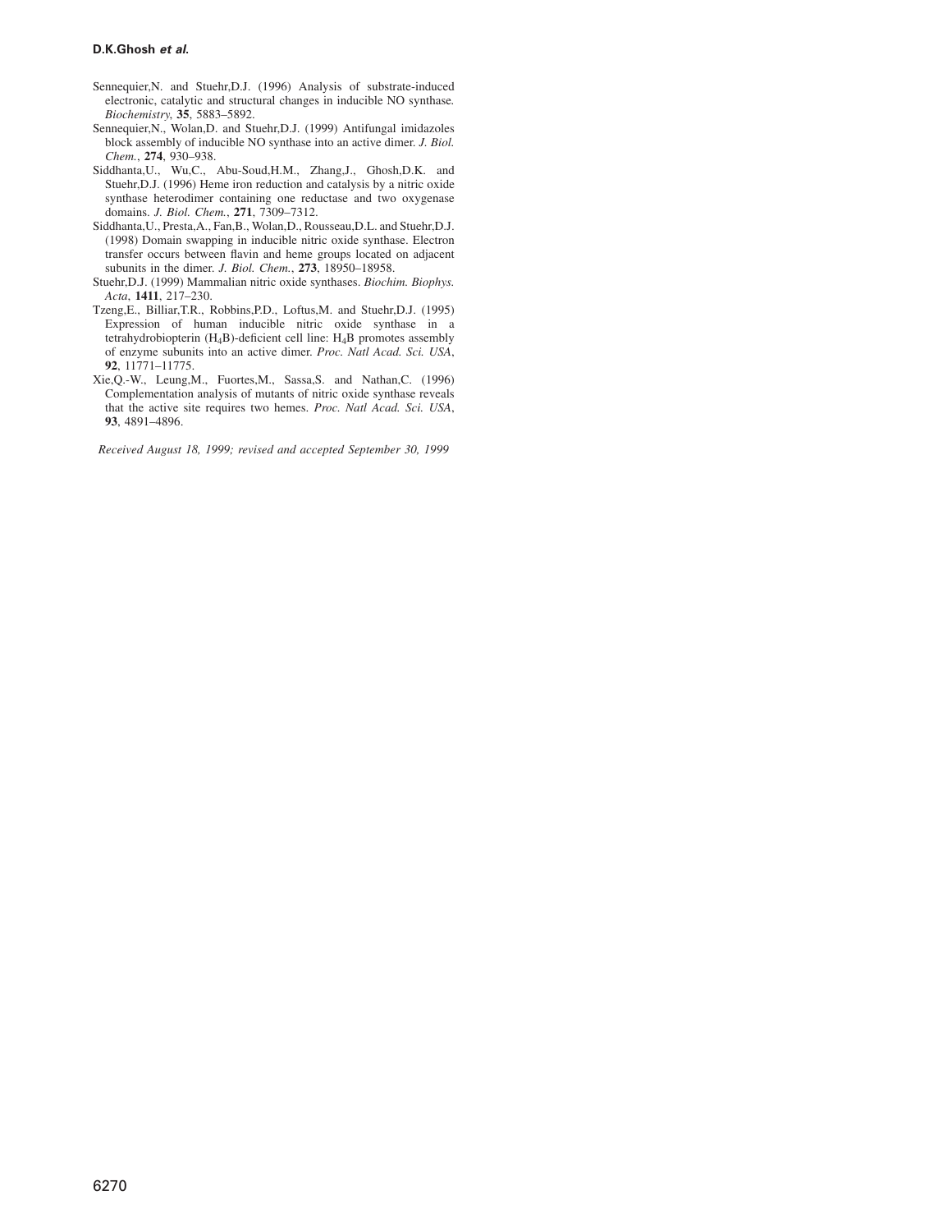Sennequier,N. and Stuehr,D.J. (1996) Analysis of substrate-induced electronic, catalytic and structural changes in inducible NO synthase. *Biochemistry*, **35**, 5883–5892.

Sennequier,N., Wolan,D. and Stuehr,D.J. (1999) Antifungal imidazoles block assembly of inducible NO synthase into an active dimer. *J. Biol. Chem.*, **274**, 930–938.

Siddhanta,U., Wu,C., Abu-Soud,H.M., Zhang,J., Ghosh,D.K. and Stuehr,D.J. (1996) Heme iron reduction and catalysis by a nitric oxide synthase heterodimer containing one reductase and two oxygenase domains. *J. Biol. Chem.*, **271**, 7309–7312.

Siddhanta,U., Presta,A., Fan,B., Wolan,D., Rousseau,D.L. and Stuehr,D.J. (1998) Domain swapping in inducible nitric oxide synthase. Electron transfer occurs between flavin and heme groups located on adjacent subunits in the dimer. *J. Biol. Chem.*, **273**, 18950–18958.

Stuehr,D.J. (1999) Mammalian nitric oxide synthases. *Biochim. Biophys. Acta*, **1411**, 217–230.

Tzeng,E., Billiar,T.R., Robbins,P.D., Loftus,M. and Stuehr,D.J. (1995) Expression of human inducible nitric oxide synthase in a tetrahydrobiopterin ($H_4B$)-deficient cell line: $H_4B$ promotes assembly of enzyme subunits into an active dimer. *Proc. Natl Acad. Sci. USA*, **92**, 11771–11775.

Xie,Q.-W., Leung,M., Fuortes,M., Sassa,S. and Nathan,C. (1996) Complementation analysis of mutants of nitric oxide synthase reveals that the active site requires two hemes. *Proc. Natl Acad. Sci. USA*, **93**, 4891–4896.

*Received August 18, 1999; revised and accepted September 30, 1999*